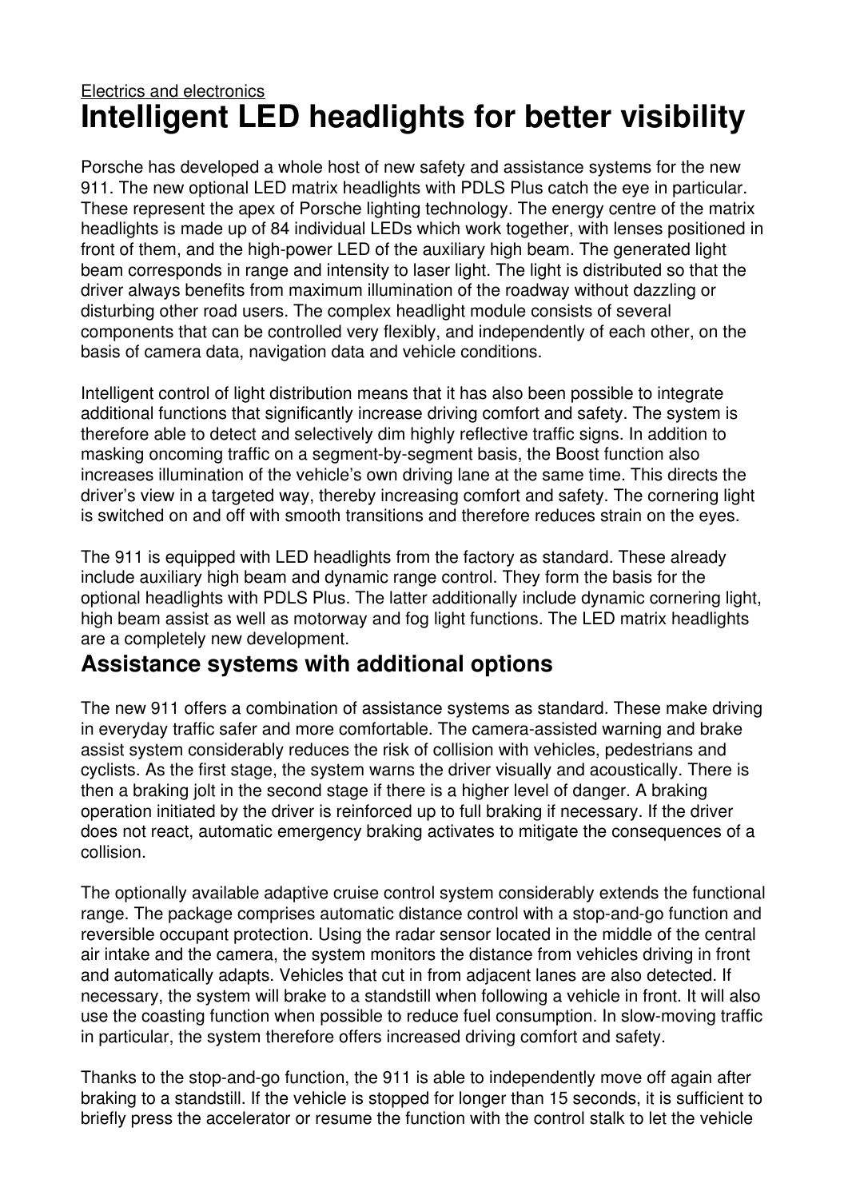Electrics and electronics

# Intelligent LED headlights for better visibility

Porsche has developed a whole host of new safety and assistance systems for the new 911. The new optional LED matrix headlights with PDLS Plus catch the eye in particular. These represent the apex of Porsche lighting technology. The energy centre of the matrix headlights is made up of 84 individual LEDs which work together, with lenses positioned in front of them, and the high-power LED of the auxiliary high beam. The generated light beam corresponds in range and intensity to laser light. The light is distributed so that the driver always benefits from maximum illumination of the roadway without dazzling or disturbing other road users. The complex headlight module consists of several components that can be controlled very flexibly, and independently of each other, on the basis of camera data, navigation data and vehicle conditions.

Intelligent control of light distribution means that it has also been possible to integrate additional functions that significantly increase driving comfort and safety. The system is therefore able to detect and selectively dim highly reflective traffic signs. In addition to masking oncoming traffic on a segment-by-segment basis, the Boost function also increases illumination of the vehicle's own driving lane at the same time. This directs the driver's view in a targeted way, thereby increasing comfort and safety. The cornering light is switched on and off with smooth transitions and therefore reduces strain on the eyes.

The 911 is equipped with LED headlights from the factory as standard. These already include auxiliary high beam and dynamic range control. They form the basis for the optional headlights with PDLS Plus. The latter additionally include dynamic cornering light, high beam assist as well as motorway and fog light functions. The LED matrix headlights are a completely new development.

## Assistance systems with additional options

The new 911 offers a combination of assistance systems as standard. These make driving in everyday traffic safer and more comfortable. The camera-assisted warning and brake assist system considerably reduces the risk of collision with vehicles, pedestrians and cyclists. As the first stage, the system warns the driver visually and acoustically. There is then a braking jolt in the second stage if there is a higher level of danger. A braking operation initiated by the driver is reinforced up to full braking if necessary. If the driver does not react, automatic emergency braking activates to mitigate the consequences of a collision.

The optionally available adaptive cruise control system considerably extends the functional range. The package comprises automatic distance control with a stop-and-go function and reversible occupant protection. Using the radar sensor located in the middle of the central air intake and the camera, the system monitors the distance from vehicles driving in front and automatically adapts. Vehicles that cut in from adjacent lanes are also detected. If necessary, the system will brake to a standstill when following a vehicle in front. It will also use the coasting function when possible to reduce fuel consumption. In slow-moving traffic in particular, the system therefore offers increased driving comfort and safety.

Thanks to the stop-and-go function, the 911 is able to independently move off again after braking to a standstill. If the vehicle is stopped for longer than 15 seconds, it is sufficient to briefly press the accelerator or resume the function with the control stalk to let the vehicle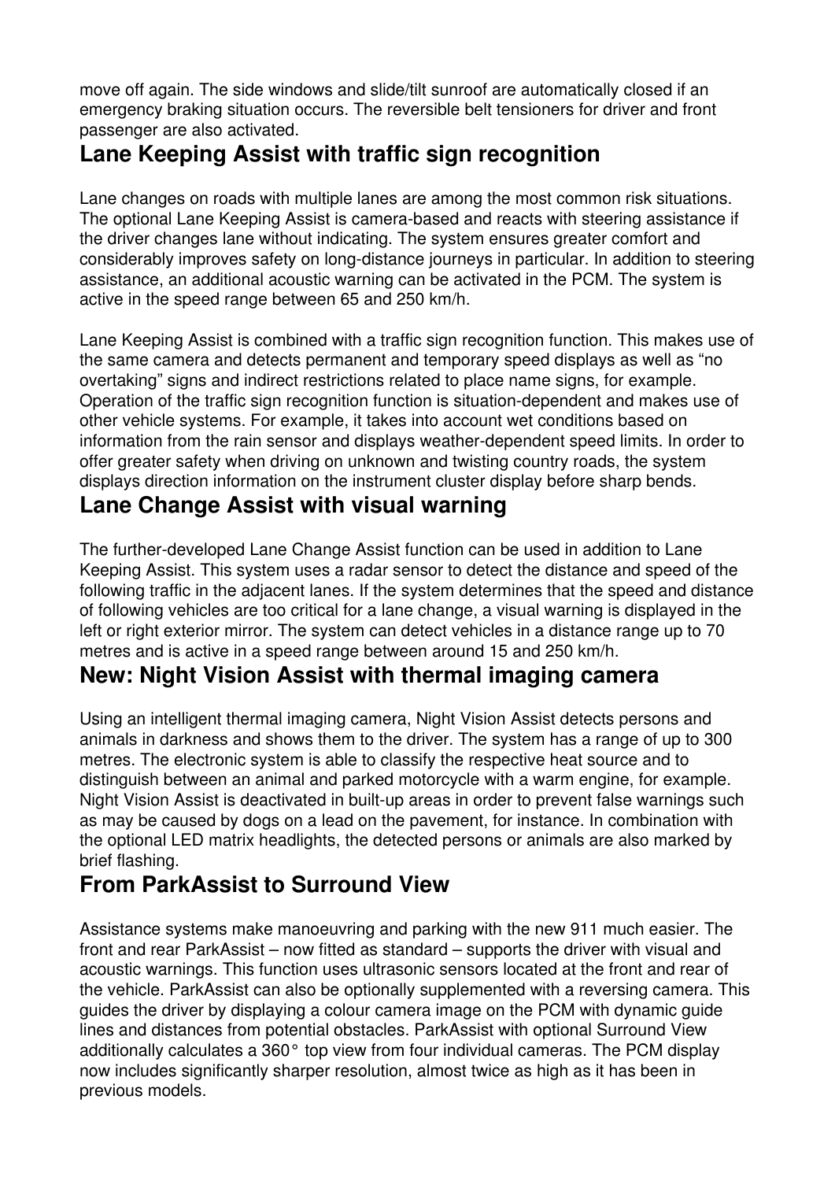move off again. The side windows and slide/tilt sunroof are automatically closed if an emergency braking situation occurs. The reversible belt tensioners for driver and front passenger are also activated.

## Lane Keeping Assist with traffic sign recognition

Lane changes on roads with multiple lanes are among the most common risk situations. The optional Lane Keeping Assist is camera-based and reacts with steering assistance if the driver changes lane without indicating. The system ensures greater comfort and considerably improves safety on long-distance journeys in particular. In addition to steering assistance, an additional acoustic warning can be activated in the PCM. The system is active in the speed range between 65 and 250 km/h.

Lane Keeping Assist is combined with a traffic sign recognition function. This makes use of the same camera and detects permanent and temporary speed displays as well as “no overtaking” signs and indirect restrictions related to place name signs, for example. Operation of the traffic sign recognition function is situation-dependent and makes use of other vehicle systems. For example, it takes into account wet conditions based on information from the rain sensor and displays weather-dependent speed limits. In order to offer greater safety when driving on unknown and twisting country roads, the system displays direction information on the instrument cluster display before sharp bends.

## Lane Change Assist with visual warning

The further-developed Lane Change Assist function can be used in addition to Lane Keeping Assist. This system uses a radar sensor to detect the distance and speed of the following traffic in the adjacent lanes. If the system determines that the speed and distance of following vehicles are too critical for a lane change, a visual warning is displayed in the left or right exterior mirror. The system can detect vehicles in a distance range up to 70 metres and is active in a speed range between around 15 and 250 km/h.

## New: Night Vision Assist with thermal imaging camera

Using an intelligent thermal imaging camera, Night Vision Assist detects persons and animals in darkness and shows them to the driver. The system has a range of up to 300 metres. The electronic system is able to classify the respective heat source and to distinguish between an animal and parked motorcycle with a warm engine, for example. Night Vision Assist is deactivated in built-up areas in order to prevent false warnings such as may be caused by dogs on a lead on the pavement, for instance. In combination with the optional LED matrix headlights, the detected persons or animals are also marked by brief flashing.

## From ParkAssist to Surround View

Assistance systems make manoeuvring and parking with the new 911 much easier. The front and rear ParkAssist – now fitted as standard – supports the driver with visual and acoustic warnings. This function uses ultrasonic sensors located at the front and rear of the vehicle. ParkAssist can also be optionally supplemented with a reversing camera. This guides the driver by displaying a colour camera image on the PCM with dynamic guide lines and distances from potential obstacles. ParkAssist with optional Surround View additionally calculates a 360° top view from four individual cameras. The PCM display now includes significantly sharper resolution, almost twice as high as it has been in previous models.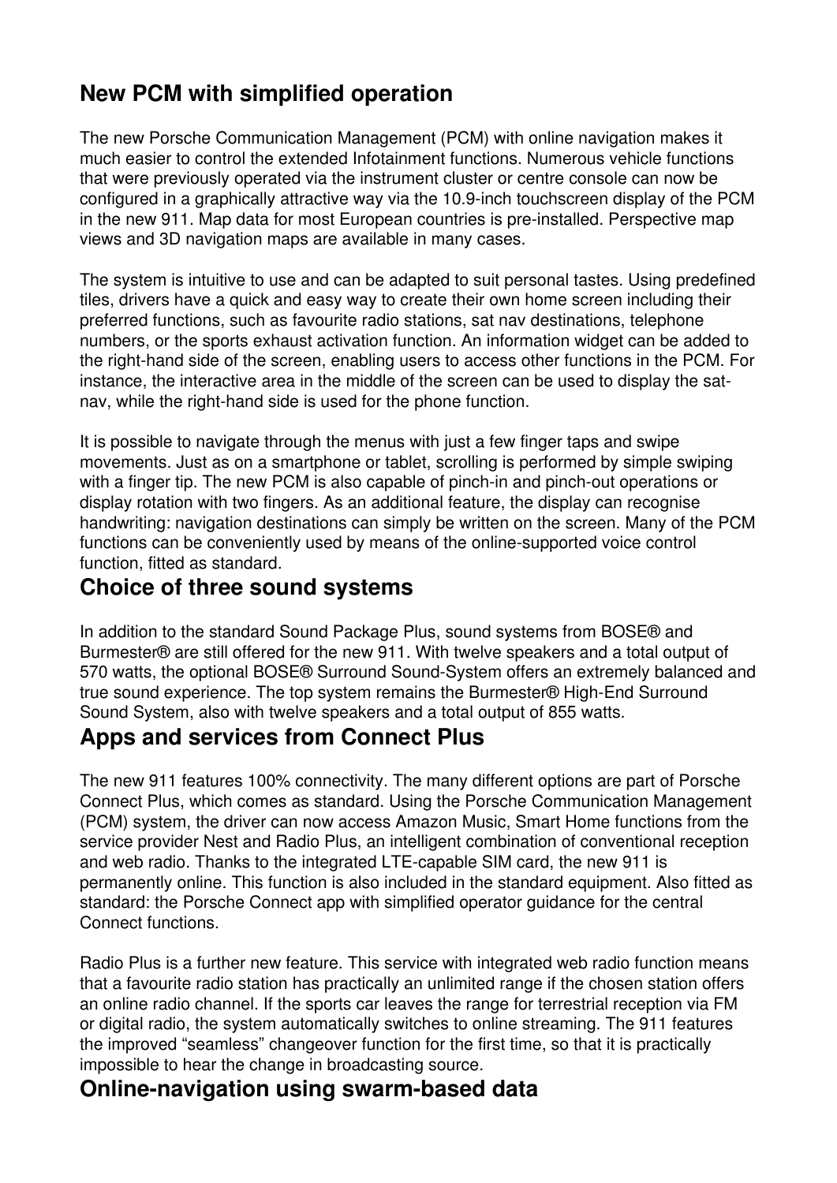## New PCM with simplified operation

The new Porsche Communication Management (PCM) with online navigation makes it much easier to control the extended Infotainment functions. Numerous vehicle functions that were previously operated via the instrument cluster or centre console can now be configured in a graphically attractive way via the 10.9-inch touchscreen display of the PCM in the new 911. Map data for most European countries is pre-installed. Perspective map views and 3D navigation maps are available in many cases.

The system is intuitive to use and can be adapted to suit personal tastes. Using predefined tiles, drivers have a quick and easy way to create their own home screen including their preferred functions, such as favourite radio stations, sat nav destinations, telephone numbers, or the sports exhaust activation function. An information widget can be added to the right-hand side of the screen, enabling users to access other functions in the PCM. For instance, the interactive area in the middle of the screen can be used to display the sat-nav, while the right-hand side is used for the phone function.

It is possible to navigate through the menus with just a few finger taps and swipe movements. Just as on a smartphone or tablet, scrolling is performed by simple swiping with a finger tip. The new PCM is also capable of pinch-in and pinch-out operations or display rotation with two fingers. As an additional feature, the display can recognise handwriting: navigation destinations can simply be written on the screen. Many of the PCM functions can be conveniently used by means of the online-supported voice control function, fitted as standard.

## Choice of three sound systems

In addition to the standard Sound Package Plus, sound systems from BOSE® and Burmester® are still offered for the new 911. With twelve speakers and a total output of 570 watts, the optional BOSE® Surround Sound-System offers an extremely balanced and true sound experience. The top system remains the Burmester® High-End Surround Sound System, also with twelve speakers and a total output of 855 watts.

## Apps and services from Connect Plus

The new 911 features 100% connectivity. The many different options are part of Porsche Connect Plus, which comes as standard. Using the Porsche Communication Management (PCM) system, the driver can now access Amazon Music, Smart Home functions from the service provider Nest and Radio Plus, an intelligent combination of conventional reception and web radio. Thanks to the integrated LTE-capable SIM card, the new 911 is permanently online. This function is also included in the standard equipment. Also fitted as standard: the Porsche Connect app with simplified operator guidance for the central Connect functions.

Radio Plus is a further new feature. This service with integrated web radio function means that a favourite radio station has practically an unlimited range if the chosen station offers an online radio channel. If the sports car leaves the range for terrestrial reception via FM or digital radio, the system automatically switches to online streaming. The 911 features the improved “seamless” changeover function for the first time, so that it is practically impossible to hear the change in broadcasting source.

## Online-navigation using swarm-based data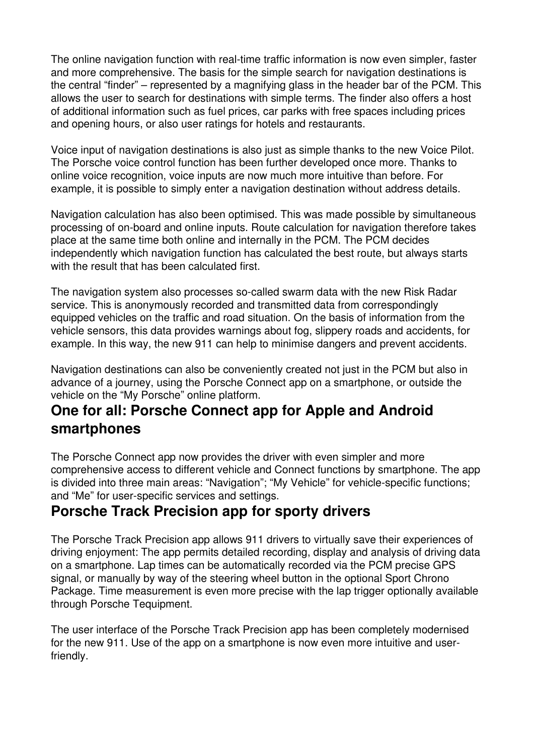The online navigation function with real-time traffic information is now even simpler, faster and more comprehensive. The basis for the simple search for navigation destinations is the central “finder” – represented by a magnifying glass in the header bar of the PCM. This allows the user to search for destinations with simple terms. The finder also offers a host of additional information such as fuel prices, car parks with free spaces including prices and opening hours, or also user ratings for hotels and restaurants.

Voice input of navigation destinations is also just as simple thanks to the new Voice Pilot. The Porsche voice control function has been further developed once more. Thanks to online voice recognition, voice inputs are now much more intuitive than before. For example, it is possible to simply enter a navigation destination without address details.

Navigation calculation has also been optimised. This was made possible by simultaneous processing of on-board and online inputs. Route calculation for navigation therefore takes place at the same time both online and internally in the PCM. The PCM decides independently which navigation function has calculated the best route, but always starts with the result that has been calculated first.

The navigation system also processes so-called swarm data with the new Risk Radar service. This is anonymously recorded and transmitted data from correspondingly equipped vehicles on the traffic and road situation. On the basis of information from the vehicle sensors, this data provides warnings about fog, slippery roads and accidents, for example. In this way, the new 911 can help to minimise dangers and prevent accidents.

Navigation destinations can also be conveniently created not just in the PCM but also in advance of a journey, using the Porsche Connect app on a smartphone, or outside the vehicle on the “My Porsche” online platform.

## One for all: Porsche Connect app for Apple and Android smartphones

The Porsche Connect app now provides the driver with even simpler and more comprehensive access to different vehicle and Connect functions by smartphone. The app is divided into three main areas: “Navigation”; “My Vehicle” for vehicle-specific functions; and “Me” for user-specific services and settings.

## Porsche Track Precision app for sporty drivers

The Porsche Track Precision app allows 911 drivers to virtually save their experiences of driving enjoyment: The app permits detailed recording, display and analysis of driving data on a smartphone. Lap times can be automatically recorded via the PCM precise GPS signal, or manually by way of the steering wheel button in the optional Sport Chrono Package. Time measurement is even more precise with the lap trigger optionally available through Porsche Tequipment.

The user interface of the Porsche Track Precision app has been completely modernised for the new 911. Use of the app on a smartphone is now even more intuitive and user-friendly.